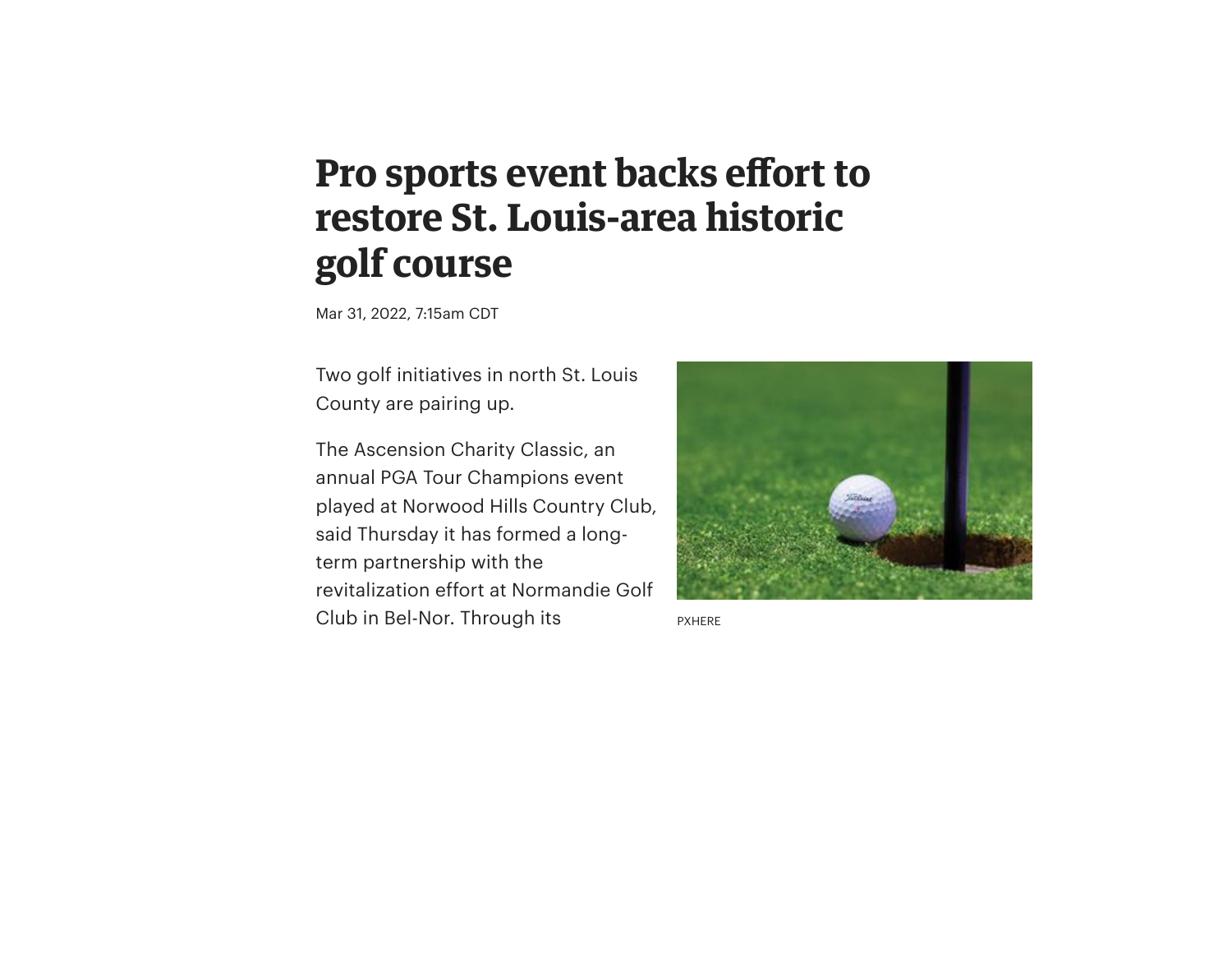# Pro sports event backs effort to restore St. Louis-area historic golf course

Mar 31, 2022, 7:15am CDT

Two golf initiatives in north St. Louis County are pairing up.

The Ascension Charity Classic, an annual PGA Tour Champions event played at Norwood Hills Country Club, said Thursday it has formed a long-term partnership with the revitalization effort at Normandie Golf Club in Bel-Nor. Through its

PXHERE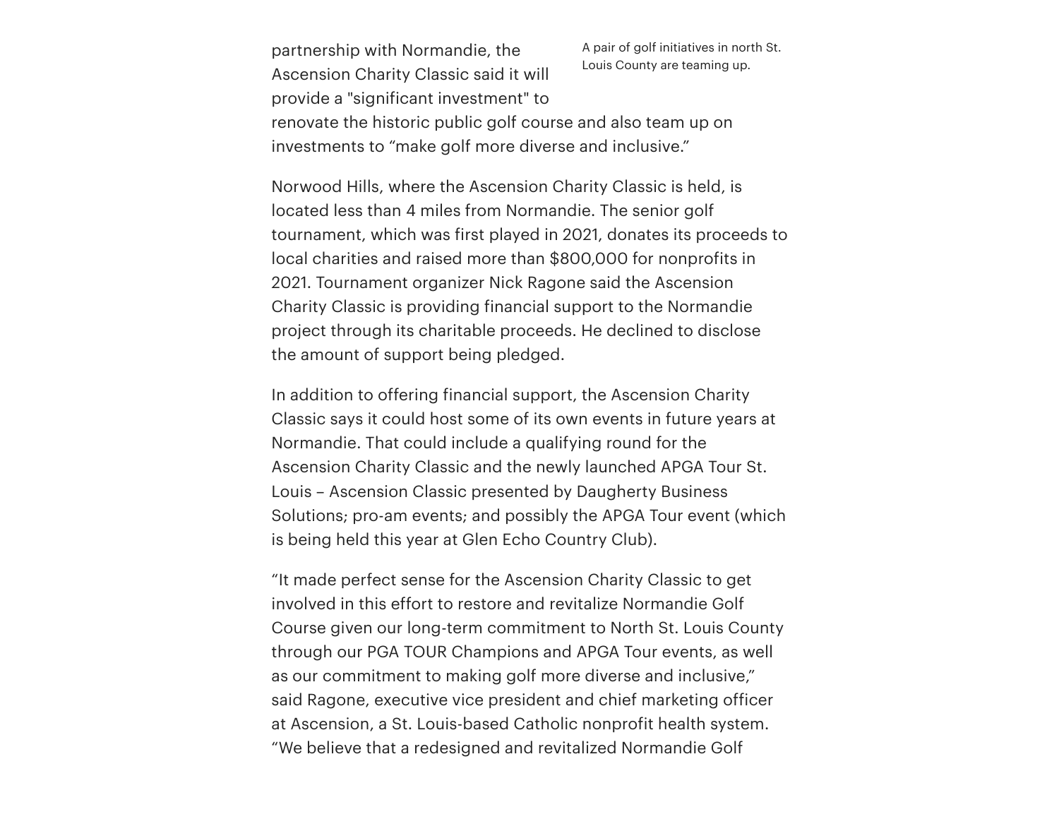partnership with Normandie, the Ascension Charity Classic said it will provide a "significant investment" to renovate the historic public golf course and also team up on investments to “make golf more diverse and inclusive.”

A pair of golf initiatives in north St. Louis County are teaming up.

Norwood Hills, where the Ascension Charity Classic is held, is located less than 4 miles from Normandie. The senior golf tournament, which was first played in 2021, donates its proceeds to local charities and raised more than $800,000 for nonprofits in 2021. Tournament organizer Nick Ragone said the Ascension Charity Classic is providing financial support to the Normandie project through its charitable proceeds. He declined to disclose the amount of support being pledged.

In addition to offering financial support, the Ascension Charity Classic says it could host some of its own events in future years at Normandie. That could include a qualifying round for the Ascension Charity Classic and the newly launched APGA Tour St. Louis – Ascension Classic presented by Daugherty Business Solutions; pro-am events; and possibly the APGA Tour event (which is being held this year at Glen Echo Country Club).

“It made perfect sense for the Ascension Charity Classic to get involved in this effort to restore and revitalize Normandie Golf Course given our long-term commitment to North St. Louis County through our PGA TOUR Champions and APGA Tour events, as well as our commitment to making golf more diverse and inclusive,” said Ragone, executive vice president and chief marketing officer at Ascension, a St. Louis-based Catholic nonprofit health system. “We believe that a redesigned and revitalized Normandie Golf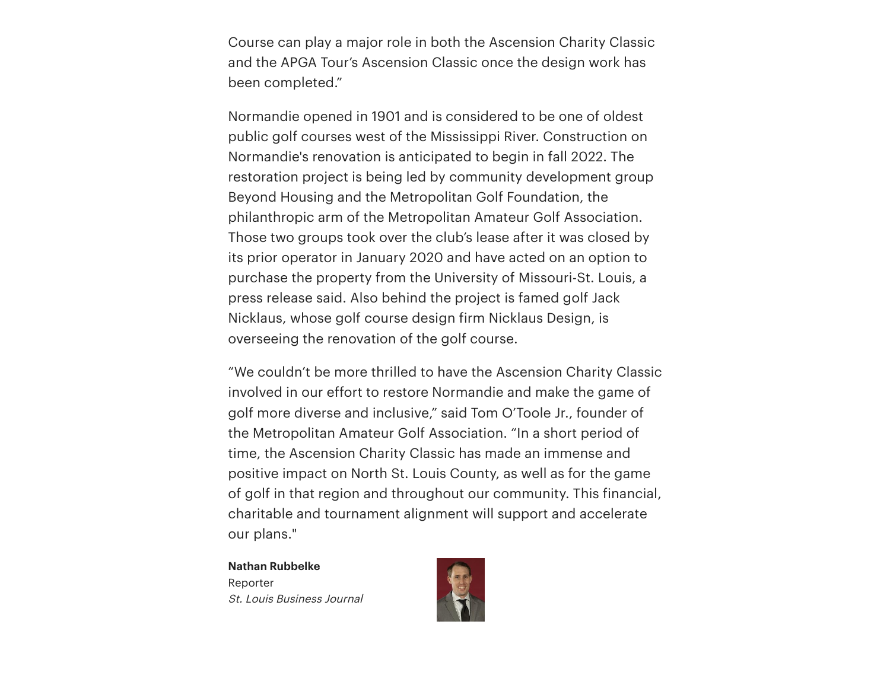Course can play a major role in both the Ascension Charity Classic and the APGA Tour's Ascension Classic once the design work has been completed."

Normandie opened in 1901 and is considered to be one of oldest public golf courses west of the Mississippi River. Construction on Normandie's renovation is anticipated to begin in fall 2022. The restoration project is being led by community development group Beyond Housing and the Metropolitan Golf Foundation, the philanthropic arm of the Metropolitan Amateur Golf Association. Those two groups took over the club's lease after it was closed by its prior operator in January 2020 and have acted on an option to purchase the property from the University of Missouri-St. Louis, a press release said. Also behind the project is famed golf Jack Nicklaus, whose golf course design firm Nicklaus Design, is overseeing the renovation of the golf course.

"We couldn't be more thrilled to have the Ascension Charity Classic involved in our effort to restore Normandie and make the game of golf more diverse and inclusive," said Tom O'Toole Jr., founder of the Metropolitan Amateur Golf Association. "In a short period of time, the Ascension Charity Classic has made an immense and positive impact on North St. Louis County, as well as for the game of golf in that region and throughout our community. This financial, charitable and tournament alignment will support and accelerate our plans."

**Nathan Rubbelke**
Reporter
*St. Louis Business Journal*